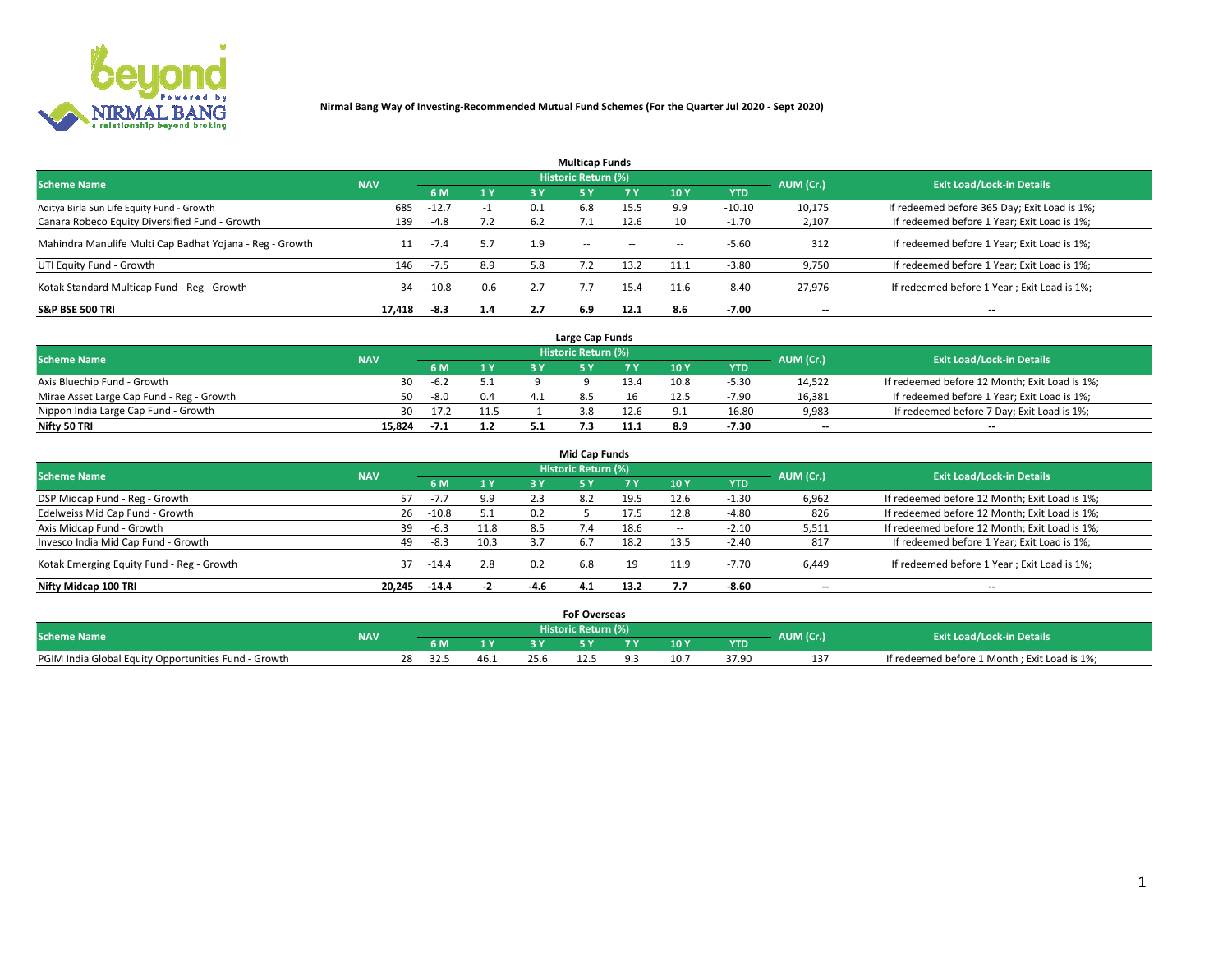**Nirmal Bang Way of Investing-Recommended Mutual Fund Schemes (For the Quarter Jul 2020 - Sept 2020)**

## Multicap Funds

| Scheme Name | NAV | Historic Return (%) | | | | | | | AUM (Cr.) | Exit Load/Lock-in Details |
|---|---|---|---|---|---|---|---|---|---|---|
| | | 6 M | 1 Y | 3 Y | 5 Y | 7 Y | 10 Y | YTD | | |
| Aditya Birla Sun Life Equity Fund - Growth | 685 | -12.7 | -1 | 0.1 | 6.8 | 15.5 | 9.9 | -10.10 | 10,175 | If redeemed before 365 Day; Exit Load is 1%; |
| Canara Robeco Equity Diversified Fund - Growth | 139 | -4.8 | 7.2 | 6.2 | 7.1 | 12.6 | 10 | -1.70 | 2,107 | If redeemed before 1 Year; Exit Load is 1%; |
| Mahindra Manulife Multi Cap Badhat Yojana - Reg - Growth | 11 | -7.4 | 5.7 | 1.9 | -- | -- | -- | -5.60 | 312 | If redeemed before 1 Year; Exit Load is 1%; |
| UTI Equity Fund - Growth | 146 | -7.5 | 8.9 | 5.8 | 7.2 | 13.2 | 11.1 | -3.80 | 9,750 | If redeemed before 1 Year; Exit Load is 1%; |
| Kotak Standard Multicap Fund - Reg - Growth | 34 | -10.8 | -0.6 | 2.7 | 7.7 | 15.4 | 11.6 | -8.40 | 27,976 | If redeemed before 1 Year ; Exit Load is 1%; |
| **S&P BSE 500 TRI** | **17,418** | **-8.3** | **1.4** | **2.7** | **6.9** | **12.1** | **8.6** | **-7.00** | -- | -- |

## Large Cap Funds

| Scheme Name | NAV | Historic Return (%) | | | | | | | AUM (Cr.) | Exit Load/Lock-in Details |
|---|---|---|---|---|---|---|---|---|---|---|
| | | 6 M | 1 Y | 3 Y | 5 Y | 7 Y | 10 Y | YTD | | |
| Axis Bluechip Fund - Growth | 30 | -6.2 | 5.1 | 9 | 9 | 13.4 | 10.8 | -5.30 | 14,522 | If redeemed before 12 Month; Exit Load is 1%; |
| Mirae Asset Large Cap Fund - Reg - Growth | 50 | -8.0 | 0.4 | 4.1 | 8.5 | 16 | 12.5 | -7.90 | 16,381 | If redeemed before 1 Year; Exit Load is 1%; |
| Nippon India Large Cap Fund - Growth | 30 | -17.2 | -11.5 | -1 | 3.8 | 12.6 | 9.1 | -16.80 | 9,983 | If redeemed before 7 Day; Exit Load is 1%; |
| **Nifty 50 TRI** | **15,824** | **-7.1** | **1.2** | **5.1** | **7.3** | **11.1** | **8.9** | **-7.30** | -- | -- |

## Mid Cap Funds

| Scheme Name | NAV | Historic Return (%) | | | | | | | AUM (Cr.) | Exit Load/Lock-in Details |
|---|---|---|---|---|---|---|---|---|---|---|
| | | 6 M | 1 Y | 3 Y | 5 Y | 7 Y | 10 Y | YTD | | |
| DSP Midcap Fund - Reg - Growth | 57 | -7.7 | 9.9 | 2.3 | 8.2 | 19.5 | 12.6 | -1.30 | 6,962 | If redeemed before 12 Month; Exit Load is 1%; |
| Edelweiss Mid Cap Fund - Growth | 26 | -10.8 | 5.1 | 0.2 | 5 | 17.5 | 12.8 | -4.80 | 826 | If redeemed before 12 Month; Exit Load is 1%; |
| Axis Midcap Fund - Growth | 39 | -6.3 | 11.8 | 8.5 | 7.4 | 18.6 | -- | -2.10 | 5,511 | If redeemed before 12 Month; Exit Load is 1%; |
| Invesco India Mid Cap Fund - Growth | 49 | -8.3 | 10.3 | 3.7 | 6.7 | 18.2 | 13.5 | -2.40 | 817 | If redeemed before 1 Year; Exit Load is 1%; |
| Kotak Emerging Equity Fund - Reg - Growth | 37 | -14.4 | 2.8 | 0.2 | 6.8 | 19 | 11.9 | -7.70 | 6,449 | If redeemed before 1 Year ; Exit Load is 1%; |
| **Nifty Midcap 100 TRI** | **20,245** | **-14.4** | **-2** | **-4.6** | **4.1** | **13.2** | **7.7** | **-8.60** | -- | -- |

## FoF Overseas

| Scheme Name | NAV | Historic Return (%) | | | | | | | AUM (Cr.) | Exit Load/Lock-in Details |
|---|---|---|---|---|---|---|---|---|---|---|
| | | 6 M | 1 Y | 3 Y | 5 Y | 7 Y | 10 Y | YTD | | |
| PGIM India Global Equity Opportunities Fund - Growth | 28 | 32.5 | 46.1 | 25.6 | 12.5 | 9.3 | 10.7 | 37.90 | 137 | If redeemed before 1 Month ; Exit Load is 1%; |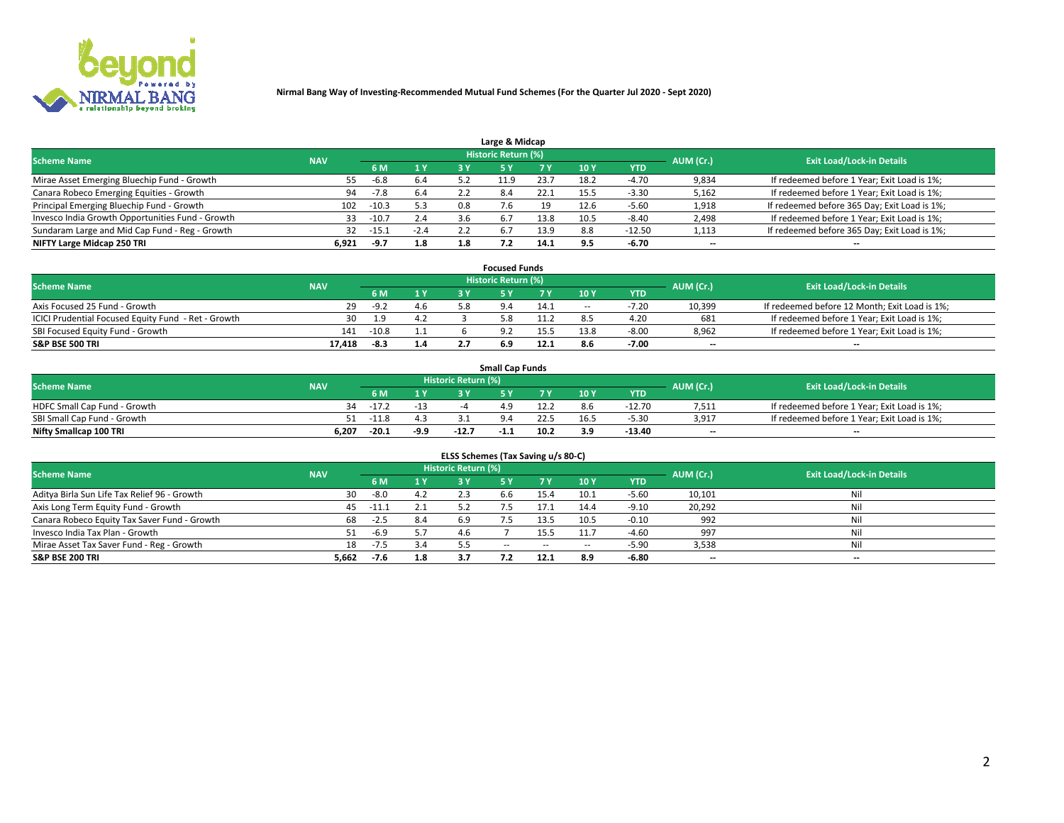**Nirmal Bang Way of Investing-Recommended Mutual Fund Schemes (For the Quarter Jul 2020 - Sept 2020)**

### Large & Midcap

| Scheme Name | NAV | Historic Return (%) | | | | | | | AUM (Cr.) | Exit Load/Lock-in Details |
|---|---|---|---|---|---|---|---|---|---|---|
| | | 6 M | 1 Y | 3 Y | 5 Y | 7 Y | 10 Y | YTD | | |
| Mirae Asset Emerging Bluechip Fund - Growth | 55 | -6.8 | 6.4 | 5.2 | 11.9 | 23.7 | 18.2 | -4.70 | 9,834 | If redeemed before 1 Year; Exit Load is 1%; |
| Canara Robeco Emerging Equities - Growth | 94 | -7.8 | 6.4 | 2.2 | 8.4 | 22.1 | 15.5 | -3.30 | 5,162 | If redeemed before 1 Year; Exit Load is 1%; |
| Principal Emerging Bluechip Fund - Growth | 102 | -10.3 | 5.3 | 0.8 | 7.6 | 19 | 12.6 | -5.60 | 1,918 | If redeemed before 365 Day; Exit Load is 1%; |
| Invesco India Growth Opportunities Fund - Growth | 33 | -10.7 | 2.4 | 3.6 | 6.7 | 13.8 | 10.5 | -8.40 | 2,498 | If redeemed before 1 Year; Exit Load is 1%; |
| Sundaram Large and Mid Cap Fund - Reg - Growth | 32 | -15.1 | -2.4 | 2.2 | 6.7 | 13.9 | 8.8 | -12.50 | 1,113 | If redeemed before 365 Day; Exit Load is 1%; |
| **NIFTY Large Midcap 250 TRI** | **6,921** | **-9.7** | **1.8** | **1.8** | **7.2** | **14.1** | **9.5** | **-6.70** | **--** | **--** |

### Focused Funds

| Scheme Name | NAV | Historic Return (%) | | | | | | | AUM (Cr.) | Exit Load/Lock-in Details |
|---|---|---|---|---|---|---|---|---|---|---|
| | | 6 M | 1 Y | 3 Y | 5 Y | 7 Y | 10 Y | YTD | | |
| Axis Focused 25 Fund - Growth | 29 | -9.2 | 4.6 | 5.8 | 9.4 | 14.1 | -- | -7.20 | 10,399 | If redeemed before 12 Month; Exit Load is 1%; |
| ICICI Prudential Focused Equity Fund - Ret - Growth | 30 | 1.9 | 4.2 | 3 | 5.8 | 11.2 | 8.5 | 4.20 | 681 | If redeemed before 1 Year; Exit Load is 1%; |
| SBI Focused Equity Fund - Growth | 141 | -10.8 | 1.1 | 6 | 9.2 | 15.5 | 13.8 | -8.00 | 8,962 | If redeemed before 1 Year; Exit Load is 1%; |
| **S&P BSE 500 TRI** | **17,418** | **-8.3** | **1.4** | **2.7** | **6.9** | **12.1** | **8.6** | **-7.00** | **--** | **--** |

### Small Cap Funds

| Scheme Name | NAV | Historic Return (%) | | | | | | | AUM (Cr.) | Exit Load/Lock-in Details |
|---|---|---|---|---|---|---|---|---|---|---|
| | | 6 M | 1 Y | 3 Y | 5 Y | 7 Y | 10 Y | YTD | | |
| HDFC Small Cap Fund - Growth | 34 | -17.2 | -13 | -4 | 4.9 | 12.2 | 8.6 | -12.70 | 7,511 | If redeemed before 1 Year; Exit Load is 1%; |
| SBI Small Cap Fund - Growth | 51 | -11.8 | 4.3 | 3.1 | 9.4 | 22.5 | 16.5 | -5.30 | 3,917 | If redeemed before 1 Year; Exit Load is 1%; |
| **Nifty Smallcap 100 TRI** | **6,207** | **-20.1** | **-9.9** | **-12.7** | **-1.1** | **10.2** | **3.9** | **-13.40** | **--** | **--** |

### ELSS Schemes (Tax Saving u/s 80-C)

| Scheme Name | NAV | Historic Return (%) | | | | | | | AUM (Cr.) | Exit Load/Lock-in Details |
|---|---|---|---|---|---|---|---|---|---|---|
| | | 6 M | 1 Y | 3 Y | 5 Y | 7 Y | 10 Y | YTD | | |
| Aditya Birla Sun Life Tax Relief 96 - Growth | 30 | -8.0 | 4.2 | 2.3 | 6.6 | 15.4 | 10.1 | -5.60 | 10,101 | Nil |
| Axis Long Term Equity Fund - Growth | 45 | -11.1 | 2.1 | 5.2 | 7.5 | 17.1 | 14.4 | -9.10 | 20,292 | Nil |
| Canara Robeco Equity Tax Saver Fund - Growth | 68 | -2.5 | 8.4 | 6.9 | 7.5 | 13.5 | 10.5 | -0.10 | 992 | Nil |
| Invesco India Tax Plan - Growth | 51 | -6.9 | 5.7 | 4.6 | 7 | 15.5 | 11.7 | -4.60 | 997 | Nil |
| Mirae Asset Tax Saver Fund - Reg - Growth | 18 | -7.5 | 3.4 | 5.5 | -- | -- | -- | -5.90 | 3,538 | Nil |
| **S&P BSE 200 TRI** | **5,662** | **-7.6** | **1.8** | **3.7** | **7.2** | **12.1** | **8.9** | **-6.80** | **--** | **--** |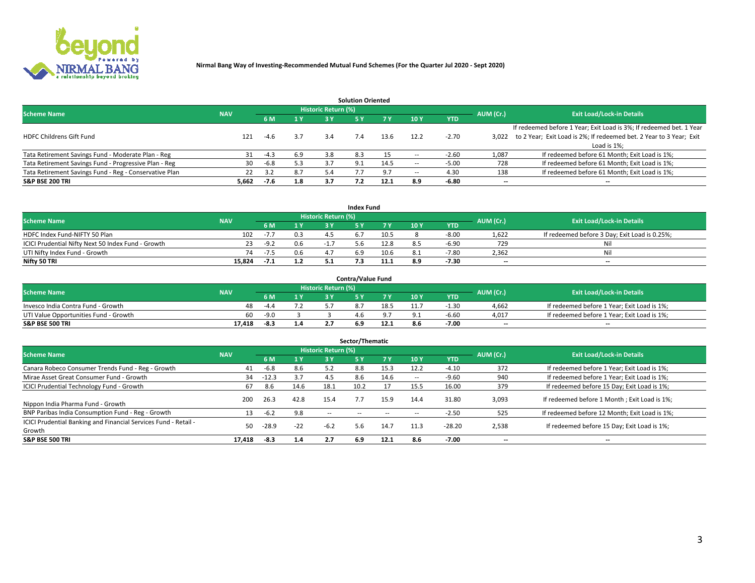Nirmal Bang Way of Investing-Recommended Mutual Fund Schemes (For the Quarter Jul 2020 - Sept 2020)

### Solution Oriented

| Scheme Name | NAV | Historic Return (%) | | | | | | YTD | AUM (Cr.) | Exit Load/Lock-in Details |
|---|---|---|---|---|---|---|---|---|---|---|
| | | 6 M | 1 Y | 3 Y | 5 Y | 7 Y | 10 Y | | | |
| HDFC Childrens Gift Fund | 121 | -4.6 | 3.7 | 3.4 | 7.4 | 13.6 | 12.2 | -2.70 | 3,022 | If redeemed before 1 Year; Exit Load is 3%; If redeemed bet. 1 Year to 2 Year; Exit Load is 2%; If redeemed bet. 2 Year to 3 Year; Exit Load is 1%; |
| Tata Retirement Savings Fund - Moderate Plan - Reg | 31 | -4.3 | 6.9 | 3.8 | 8.3 | 15 | -- | -2.60 | 1,087 | If redeemed before 61 Month; Exit Load is 1%; |
| Tata Retirement Savings Fund - Progressive Plan - Reg | 30 | -6.8 | 5.3 | 3.7 | 9.1 | 14.5 | -- | -5.00 | 728 | If redeemed before 61 Month; Exit Load is 1%; |
| Tata Retirement Savings Fund - Reg - Conservative Plan | 22 | 3.2 | 8.7 | 5.4 | 7.7 | 9.7 | -- | 4.30 | 138 | If redeemed before 61 Month; Exit Load is 1%; |
| **S&P BSE 200 TRI** | **5,662** | **-7.6** | **1.8** | **3.7** | **7.2** | **12.1** | **8.9** | **-6.80** | **--** | **--** |

### Index Fund

| Scheme Name | NAV | Historic Return (%) | | | | | | YTD | AUM (Cr.) | Exit Load/Lock-in Details |
|---|---|---|---|---|---|---|---|---|---|---|
| | | 6 M | 1 Y | 3 Y | 5 Y | 7 Y | 10 Y | | | |
| HDFC Index Fund-NIFTY 50 Plan | 102 | -7.7 | 0.3 | 4.5 | 6.7 | 10.5 | 8 | -8.00 | 1,622 | If redeemed before 3 Day; Exit Load is 0.25%; |
| ICICI Prudential Nifty Next 50 Index Fund - Growth | 23 | -9.2 | 0.6 | -1.7 | 5.6 | 12.8 | 8.5 | -6.90 | 729 | Nil |
| UTI Nifty Index Fund - Growth | 74 | -7.5 | 0.6 | 4.7 | 6.9 | 10.6 | 8.1 | -7.80 | 2,362 | Nil |
| **Nifty 50 TRI** | **15,824** | **-7.1** | **1.2** | **5.1** | **7.3** | **11.1** | **8.9** | **-7.30** | **--** | **--** |

### Contra/Value Fund

| Scheme Name | NAV | Historic Return (%) | | | | | | YTD | AUM (Cr.) | Exit Load/Lock-in Details |
|---|---|---|---|---|---|---|---|---|---|---|
| | | 6 M | 1 Y | 3 Y | 5 Y | 7 Y | 10 Y | | | |
| Invesco India Contra Fund - Growth | 48 | -4.4 | 7.2 | 5.7 | 8.7 | 18.5 | 11.7 | -1.30 | 4,662 | If redeemed before 1 Year; Exit Load is 1%; |
| UTI Value Opportunities Fund - Growth | 60 | -9.0 | 3 | 3 | 4.6 | 9.7 | 9.1 | -6.60 | 4,017 | If redeemed before 1 Year; Exit Load is 1%; |
| **S&P BSE 500 TRI** | **17,418** | **-8.3** | **1.4** | **2.7** | **6.9** | **12.1** | **8.6** | **-7.00** | **--** | **--** |

### Sector/Thematic

| Scheme Name | NAV | Historic Return (%) | | | | | | YTD | AUM (Cr.) | Exit Load/Lock-in Details |
|---|---|---|---|---|---|---|---|---|---|---|
| | | 6 M | 1 Y | 3 Y | 5 Y | 7 Y | 10 Y | | | |
| Canara Robeco Consumer Trends Fund - Reg - Growth | 41 | -6.8 | 8.6 | 5.2 | 8.8 | 15.3 | 12.2 | -4.10 | 372 | If redeemed before 1 Year; Exit Load is 1%; |
| Mirae Asset Great Consumer Fund - Growth | 34 | -12.3 | 3.7 | 4.5 | 8.6 | 14.6 | -- | -9.60 | 940 | If redeemed before 1 Year; Exit Load is 1%; |
| ICICI Prudential Technology Fund - Growth | 67 | 8.6 | 14.6 | 18.1 | 10.2 | 17 | 15.5 | 16.00 | 379 | If redeemed before 15 Day; Exit Load is 1%; |
| Nippon India Pharma Fund - Growth | 200 | 26.3 | 42.8 | 15.4 | 7.7 | 15.9 | 14.4 | 31.80 | 3,093 | If redeemed before 1 Month ; Exit Load is 1%; |
| BNP Paribas India Consumption Fund - Reg - Growth | 13 | -6.2 | 9.8 | -- | -- | -- | -- | -2.50 | 525 | If redeemed before 12 Month; Exit Load is 1%; |
| ICICI Prudential Banking and Financial Services Fund - Retail - Growth | 50 | -28.9 | -22 | -6.2 | 5.6 | 14.7 | 11.3 | -28.20 | 2,538 | If redeemed before 15 Day; Exit Load is 1%; |
| **S&P BSE 500 TRI** | **17,418** | **-8.3** | **1.4** | **2.7** | **6.9** | **12.1** | **8.6** | **-7.00** | **--** | **--** |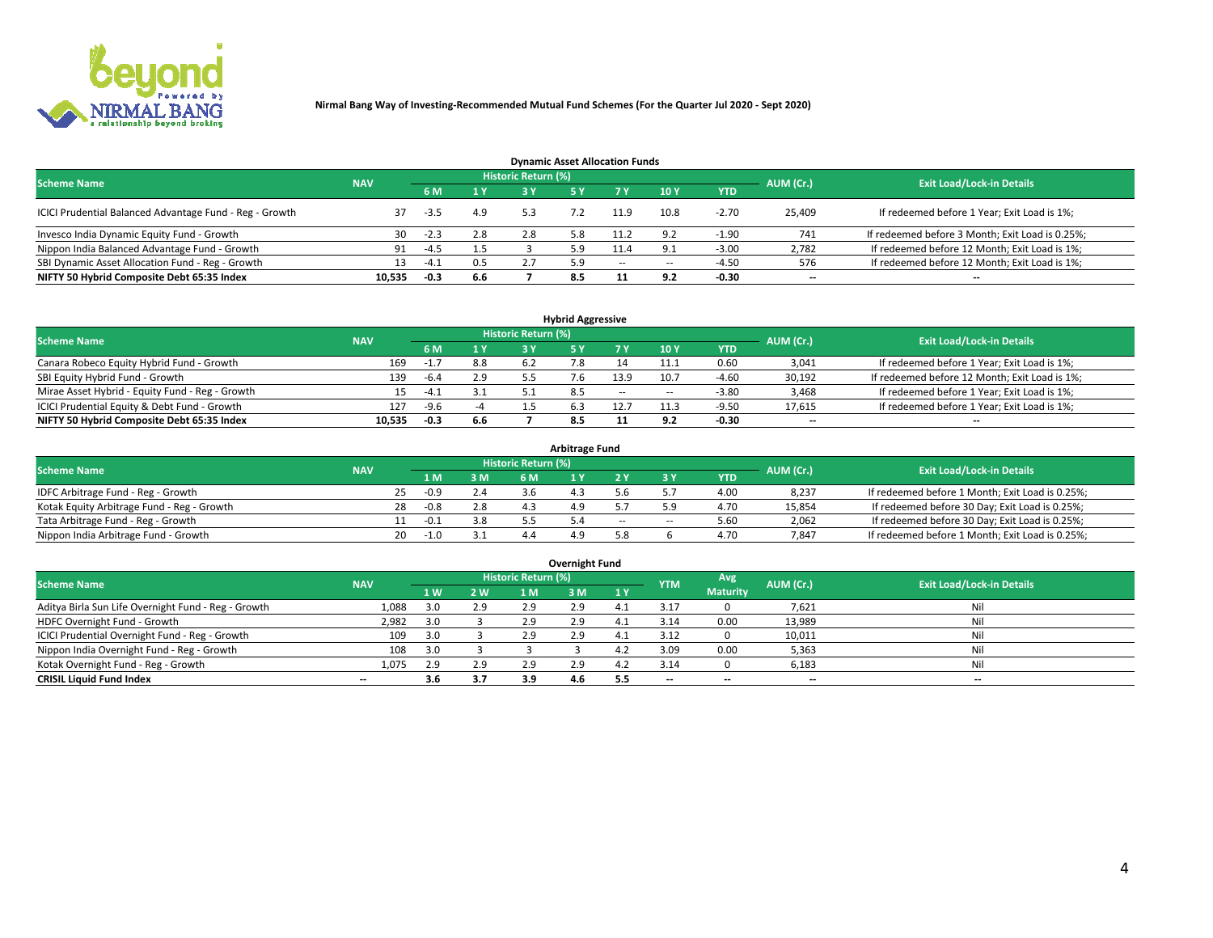Nirmal Bang Way of Investing-Recommended Mutual Fund Schemes (For the Quarter Jul 2020 - Sept 2020)

## Dynamic Asset Allocation Funds

| Scheme Name | NAV | Historic Return (%) | | | | | | | AUM (Cr.) | Exit Load/Lock-in Details |
|---|---|---|---|---|---|---|---|---|---|---|
| | | 6 M | 1 Y | 3 Y | 5 Y | 7 Y | 10 Y | YTD | | |
| ICICI Prudential Balanced Advantage Fund - Reg - Growth | 37 | -3.5 | 4.9 | 5.3 | 7.2 | 11.9 | 10.8 | -2.70 | 25,409 | If redeemed before 1 Year; Exit Load is 1%; |
| Invesco India Dynamic Equity Fund - Growth | 30 | -2.3 | 2.8 | 2.8 | 5.8 | 11.2 | 9.2 | -1.90 | 741 | If redeemed before 3 Month; Exit Load is 0.25%; |
| Nippon India Balanced Advantage Fund - Growth | 91 | -4.5 | 1.5 | 3 | 5.9 | 11.4 | 9.1 | -3.00 | 2,782 | If redeemed before 12 Month; Exit Load is 1%; |
| SBI Dynamic Asset Allocation Fund - Reg - Growth | 13 | -4.1 | 0.5 | 2.7 | 5.9 | -- | -- | -4.50 | 576 | If redeemed before 12 Month; Exit Load is 1%; |
| **NIFTY 50 Hybrid Composite Debt 65:35 Index** | **10,535** | **-0.3** | **6.6** | **7** | **8.5** | **11** | **9.2** | **-0.30** | **--** | **--** |

## Hybrid Aggressive

| Scheme Name | NAV | Historic Return (%) | | | | | | | AUM (Cr.) | Exit Load/Lock-in Details |
|---|---|---|---|---|---|---|---|---|---|---|
| | | 6 M | 1 Y | 3 Y | 5 Y | 7 Y | 10 Y | YTD | | |
| Canara Robeco Equity Hybrid Fund - Growth | 169 | -1.7 | 8.8 | 6.2 | 7.8 | 14 | 11.1 | 0.60 | 3,041 | If redeemed before 1 Year; Exit Load is 1%; |
| SBI Equity Hybrid Fund - Growth | 139 | -6.4 | 2.9 | 5.5 | 7.6 | 13.9 | 10.7 | -4.60 | 30,192 | If redeemed before 12 Month; Exit Load is 1%; |
| Mirae Asset Hybrid - Equity Fund - Reg - Growth | 15 | -4.1 | 3.1 | 5.1 | 8.5 | -- | -- | -3.80 | 3,468 | If redeemed before 1 Year; Exit Load is 1%; |
| ICICI Prudential Equity & Debt Fund - Growth | 127 | -9.6 | -4 | 1.5 | 6.3 | 12.7 | 11.3 | -9.50 | 17,615 | If redeemed before 1 Year; Exit Load is 1%; |
| **NIFTY 50 Hybrid Composite Debt 65:35 Index** | **10,535** | **-0.3** | **6.6** | **7** | **8.5** | **11** | **9.2** | **-0.30** | **--** | **--** |

## Arbitrage Fund

| Scheme Name | NAV | Historic Return (%) | | | | | | | AUM (Cr.) | Exit Load/Lock-in Details |
|---|---|---|---|---|---|---|---|---|---|---|
| | | 1 M | 3 M | 6 M | 1 Y | 2 Y | 3 Y | YTD | | |
| IDFC Arbitrage Fund - Reg - Growth | 25 | -0.9 | 2.4 | 3.6 | 4.3 | 5.6 | 5.7 | 4.00 | 8,237 | If redeemed before 1 Month; Exit Load is 0.25%; |
| Kotak Equity Arbitrage Fund - Reg - Growth | 28 | -0.8 | 2.8 | 4.3 | 4.9 | 5.7 | 5.9 | 4.70 | 15,854 | If redeemed before 30 Day; Exit Load is 0.25%; |
| Tata Arbitrage Fund - Reg - Growth | 11 | -0.1 | 3.8 | 5.5 | 5.4 | -- | -- | 5.60 | 2,062 | If redeemed before 30 Day; Exit Load is 0.25%; |
| Nippon India Arbitrage Fund - Growth | 20 | -1.0 | 3.1 | 4.4 | 4.9 | 5.8 | 6 | 4.70 | 7,847 | If redeemed before 1 Month; Exit Load is 0.25%; |

## Overnight Fund

| Scheme Name | NAV | Historic Return (%) | | | | | YTM | Avg Maturity | AUM (Cr.) | Exit Load/Lock-in Details |
|---|---|---|---|---|---|---|---|---|---|---|
| | | 1 W | 2 W | 1 M | 3 M | 1 Y | | | | |
| Aditya Birla Sun Life Overnight Fund - Reg - Growth | 1,088 | 3.0 | 2.9 | 2.9 | 2.9 | 4.1 | 3.17 | 0 | 7,621 | Nil |
| HDFC Overnight Fund - Growth | 2,982 | 3.0 | 3 | 2.9 | 2.9 | 4.1 | 3.14 | 0.00 | 13,989 | Nil |
| ICICI Prudential Overnight Fund - Reg - Growth | 109 | 3.0 | 3 | 2.9 | 2.9 | 4.1 | 3.12 | 0 | 10,011 | Nil |
| Nippon India Overnight Fund - Reg - Growth | 108 | 3.0 | 3 | 3 | 3 | 4.2 | 3.09 | 0.00 | 5,363 | Nil |
| Kotak Overnight Fund - Reg - Growth | 1,075 | 2.9 | 2.9 | 2.9 | 2.9 | 4.2 | 3.14 | 0 | 6,183 | Nil |
| **CRISIL Liquid Fund Index** | **--** | **3.6** | **3.7** | **3.9** | **4.6** | **5.5** | **--** | **--** | **--** | **--** |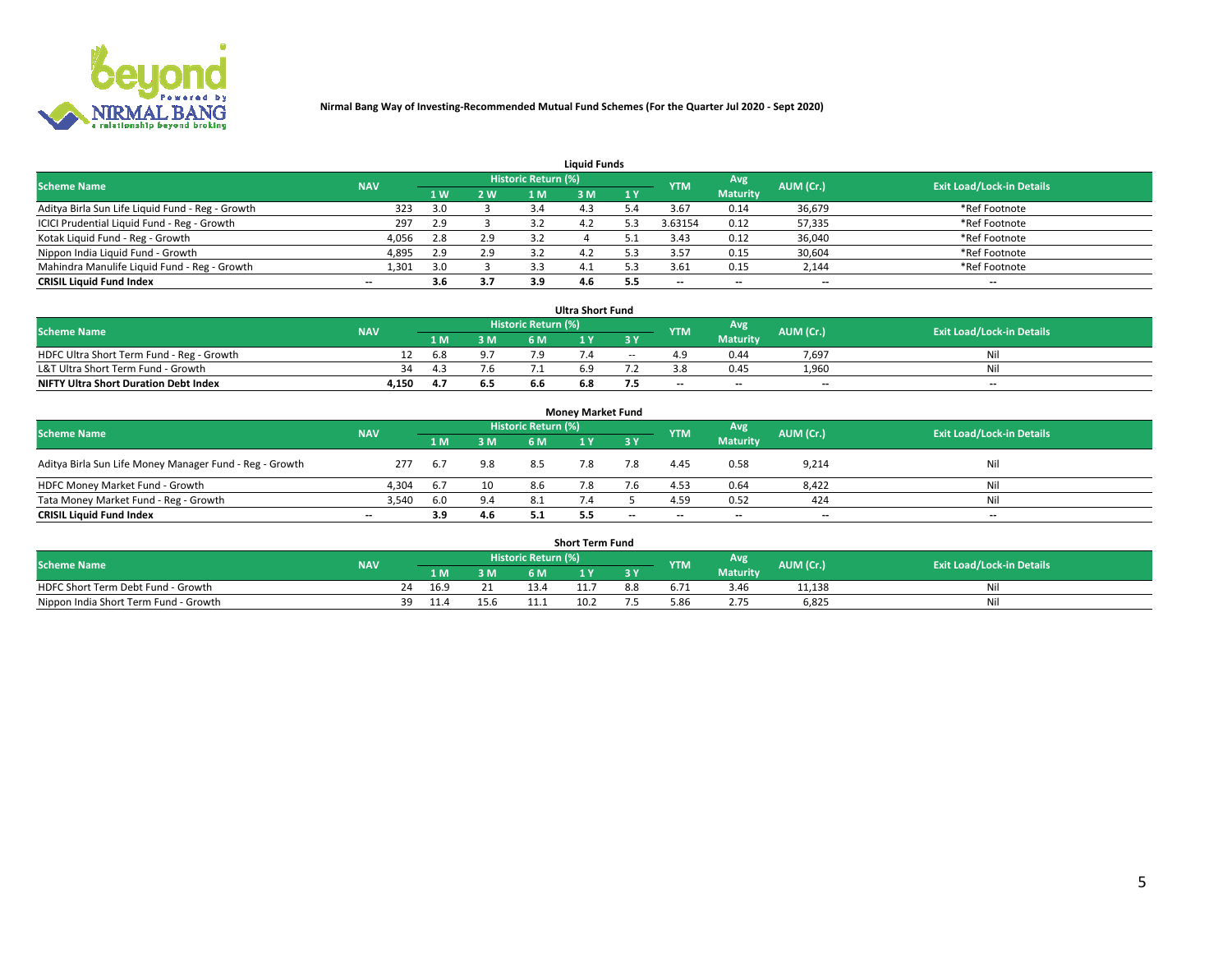Nirmal Bang Way of Investing-Recommended Mutual Fund Schemes (For the Quarter Jul 2020 - Sept 2020)

## Liquid Funds

| Scheme Name | NAV | Historic Return (%) | | | | | YTM | Avg Maturity | AUM (Cr.) | Exit Load/Lock-in Details |
|---|---|---|---|---|---|---|---|---|---|---|
| | | 1 W | 2 W | 1 M | 3 M | 1 Y | | | | |
| Aditya Birla Sun Life Liquid Fund - Reg - Growth | 323 | 3.0 | 3 | 3.4 | 4.3 | 5.4 | 3.67 | 0.14 | 36,679 | *Ref Footnote |
| ICICI Prudential Liquid Fund - Reg - Growth | 297 | 2.9 | 3 | 3.2 | 4.2 | 5.3 | 3.63154 | 0.12 | 57,335 | *Ref Footnote |
| Kotak Liquid Fund - Reg - Growth | 4,056 | 2.8 | 2.9 | 3.2 | 4 | 5.1 | 3.43 | 0.12 | 36,040 | *Ref Footnote |
| Nippon India Liquid Fund - Growth | 4,895 | 2.9 | 2.9 | 3.2 | 4.2 | 5.3 | 3.57 | 0.15 | 30,604 | *Ref Footnote |
| Mahindra Manulife Liquid Fund - Reg - Growth | 1,301 | 3.0 | 3 | 3.3 | 4.1 | 5.3 | 3.61 | 0.15 | 2,144 | *Ref Footnote |
| **CRISIL Liquid Fund Index** | -- | **3.6** | **3.7** | **3.9** | **4.6** | **5.5** | -- | -- | -- | -- |

## Ultra Short Fund

| Scheme Name | NAV | Historic Return (%) | | | | | YTM | Avg Maturity | AUM (Cr.) | Exit Load/Lock-in Details |
|---|---|---|---|---|---|---|---|---|---|---|
| | | 1 M | 3 M | 6 M | 1 Y | 3 Y | | | | |
| HDFC Ultra Short Term Fund - Reg - Growth | 12 | 6.8 | 9.7 | 7.9 | 7.4 | -- | 4.9 | 0.44 | 7,697 | Nil |
| L&T Ultra Short Term Fund - Growth | 34 | 4.3 | 7.6 | 7.1 | 6.9 | 7.2 | 3.8 | 0.45 | 1,960 | Nil |
| **NIFTY Ultra Short Duration Debt Index** | **4,150** | **4.7** | **6.5** | **6.6** | **6.8** | **7.5** | -- | -- | -- | -- |

## Money Market Fund

| Scheme Name | NAV | Historic Return (%) | | | | | YTM | Avg Maturity | AUM (Cr.) | Exit Load/Lock-in Details |
|---|---|---|---|---|---|---|---|---|---|---|
| | | 1 M | 3 M | 6 M | 1 Y | 3 Y | | | | |
| Aditya Birla Sun Life Money Manager Fund - Reg - Growth | 277 | 6.7 | 9.8 | 8.5 | 7.8 | 7.8 | 4.45 | 0.58 | 9,214 | Nil |
| HDFC Money Market Fund - Growth | 4,304 | 6.7 | 10 | 8.6 | 7.8 | 7.6 | 4.53 | 0.64 | 8,422 | Nil |
| Tata Money Market Fund - Reg - Growth | 3,540 | 6.0 | 9.4 | 8.1 | 7.4 | 5 | 4.59 | 0.52 | 424 | Nil |
| **CRISIL Liquid Fund Index** | -- | **3.9** | **4.6** | **5.1** | **5.5** | -- | -- | -- | -- | -- |

## Short Term Fund

| Scheme Name | NAV | Historic Return (%) | | | | | YTM | Avg Maturity | AUM (Cr.) | Exit Load/Lock-in Details |
|---|---|---|---|---|---|---|---|---|---|---|
| | | 1 M | 3 M | 6 M | 1 Y | 3 Y | | | | |
| HDFC Short Term Debt Fund - Growth | 24 | 16.9 | 21 | 13.4 | 11.7 | 8.8 | 6.71 | 3.46 | 11,138 | Nil |
| Nippon India Short Term Fund - Growth | 39 | 11.4 | 15.6 | 11.1 | 10.2 | 7.5 | 5.86 | 2.75 | 6,825 | Nil |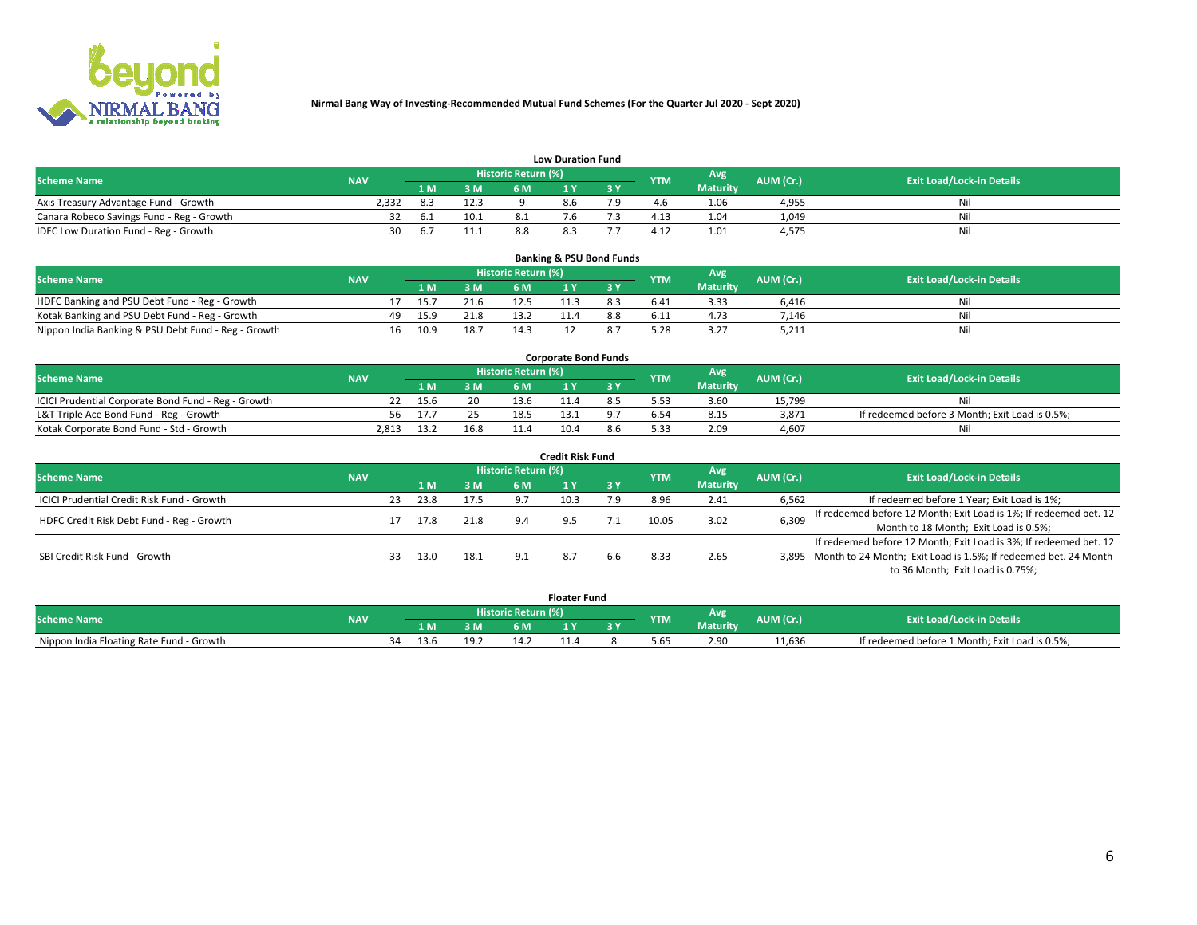**Nirmal Bang Way of Investing-Recommended Mutual Fund Schemes (For the Quarter Jul 2020 - Sept 2020)**

## Low Duration Fund

| Scheme Name | NAV | Historic Return (%) | | | | | YTM | Avg Maturity | AUM (Cr.) | Exit Load/Lock-in Details |
|---|---|---|---|---|---|---|---|---|---|---|
| | | 1 M | 3 M | 6 M | 1 Y | 3 Y | | | | |
| Axis Treasury Advantage Fund - Growth | 2,332 | 8.3 | 12.3 | 9 | 8.6 | 7.9 | 4.6 | 1.06 | 4,955 | Nil |
| Canara Robeco Savings Fund - Reg - Growth | 32 | 6.1 | 10.1 | 8.1 | 7.6 | 7.3 | 4.13 | 1.04 | 1,049 | Nil |
| IDFC Low Duration Fund - Reg - Growth | 30 | 6.7 | 11.1 | 8.8 | 8.3 | 7.7 | 4.12 | 1.01 | 4,575 | Nil |

## Banking & PSU Bond Funds

| Scheme Name | NAV | Historic Return (%) | | | | | YTM | Avg Maturity | AUM (Cr.) | Exit Load/Lock-in Details |
|---|---|---|---|---|---|---|---|---|---|---|
| | | 1 M | 3 M | 6 M | 1 Y | 3 Y | | | | |
| HDFC Banking and PSU Debt Fund - Reg - Growth | 17 | 15.7 | 21.6 | 12.5 | 11.3 | 8.3 | 6.41 | 3.33 | 6,416 | Nil |
| Kotak Banking and PSU Debt Fund - Reg - Growth | 49 | 15.9 | 21.8 | 13.2 | 11.4 | 8.8 | 6.11 | 4.73 | 7,146 | Nil |
| Nippon India Banking & PSU Debt Fund - Reg - Growth | 16 | 10.9 | 18.7 | 14.3 | 12 | 8.7 | 5.28 | 3.27 | 5,211 | Nil |

## Corporate Bond Funds

| Scheme Name | NAV | Historic Return (%) | | | | | YTM | Avg Maturity | AUM (Cr.) | Exit Load/Lock-in Details |
|---|---|---|---|---|---|---|---|---|---|---|
| | | 1 M | 3 M | 6 M | 1 Y | 3 Y | | | | |
| ICICI Prudential Corporate Bond Fund - Reg - Growth | 22 | 15.6 | 20 | 13.6 | 11.4 | 8.5 | 5.53 | 3.60 | 15,799 | Nil |
| L&T Triple Ace Bond Fund - Reg - Growth | 56 | 17.7 | 25 | 18.5 | 13.1 | 9.7 | 6.54 | 8.15 | 3,871 | If redeemed before 3 Month; Exit Load is 0.5%; |
| Kotak Corporate Bond Fund - Std - Growth | 2,813 | 13.2 | 16.8 | 11.4 | 10.4 | 8.6 | 5.33 | 2.09 | 4,607 | Nil |

## Credit Risk Fund

| Scheme Name | NAV | Historic Return (%) | | | | | YTM | Avg Maturity | AUM (Cr.) | Exit Load/Lock-in Details |
|---|---|---|---|---|---|---|---|---|---|---|
| | | 1 M | 3 M | 6 M | 1 Y | 3 Y | | | | |
| ICICI Prudential Credit Risk Fund - Growth | 23 | 23.8 | 17.5 | 9.7 | 10.3 | 7.9 | 8.96 | 2.41 | 6,562 | If redeemed before 1 Year; Exit Load is 1%; |
| HDFC Credit Risk Debt Fund - Reg - Growth | 17 | 17.8 | 21.8 | 9.4 | 9.5 | 7.1 | 10.05 | 3.02 | 6,309 | If redeemed before 12 Month; Exit Load is 1%; If redeemed bet. 12 Month to 18 Month; Exit Load is 0.5%; |
| SBI Credit Risk Fund - Growth | 33 | 13.0 | 18.1 | 9.1 | 8.7 | 6.6 | 8.33 | 2.65 | 3,895 | If redeemed before 12 Month; Exit Load is 3%; If redeemed bet. 12 Month to 24 Month; Exit Load is 1.5%; If redeemed bet. 24 Month to 36 Month; Exit Load is 0.75%; |

## Floater Fund

| Scheme Name | NAV | Historic Return (%) | | | | | YTM | Avg Maturity | AUM (Cr.) | Exit Load/Lock-in Details |
|---|---|---|---|---|---|---|---|---|---|---|
| | | 1 M | 3 M | 6 M | 1 Y | 3 Y | | | | |
| Nippon India Floating Rate Fund - Growth | 34 | 13.6 | 19.2 | 14.2 | 11.4 | 8 | 5.65 | 2.90 | 11,636 | If redeemed before 1 Month; Exit Load is 0.5%; |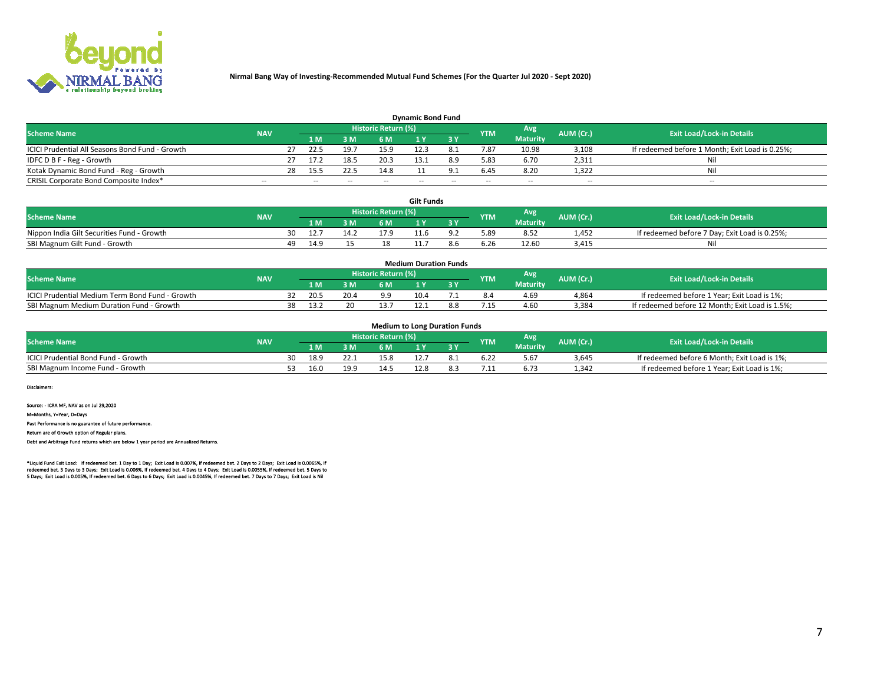**Nirmal Bang Way of Investing-Recommended Mutual Fund Schemes (For the Quarter Jul 2020 - Sept 2020)**

## Dynamic Bond Fund

| Scheme Name | NAV | Historic Return (%) | | | | | YTM | Avg Maturity | AUM (Cr.) | Exit Load/Lock-in Details |
|---|---|---|---|---|---|---|---|---|---|---|
| | | 1 M | 3 M | 6 M | 1 Y | 3 Y | | | | |
| ICICI Prudential All Seasons Bond Fund - Growth | 27 | 22.5 | 19.7 | 15.9 | 12.3 | 8.1 | 7.87 | 10.98 | 3,108 | If redeemed before 1 Month; Exit Load is 0.25%; |
| IDFC D B F - Reg - Growth | 27 | 17.2 | 18.5 | 20.3 | 13.1 | 8.9 | 5.83 | 6.70 | 2,311 | Nil |
| Kotak Dynamic Bond Fund - Reg - Growth | 28 | 15.5 | 22.5 | 14.8 | 11 | 9.1 | 6.45 | 8.20 | 1,322 | Nil |
| CRISIL Corporate Bond Composite Index* | -- | -- | -- | -- | -- | -- | -- | -- | -- | -- |

## Gilt Funds

| Scheme Name | NAV | Historic Return (%) | | | | | YTM | Avg Maturity | AUM (Cr.) | Exit Load/Lock-in Details |
|---|---|---|---|---|---|---|---|---|---|---|
| | | 1 M | 3 M | 6 M | 1 Y | 3 Y | | | | |
| Nippon India Gilt Securities Fund - Growth | 30 | 12.7 | 14.2 | 17.9 | 11.6 | 9.2 | 5.89 | 8.52 | 1,452 | If redeemed before 7 Day; Exit Load is 0.25%; |
| SBI Magnum Gilt Fund - Growth | 49 | 14.9 | 15 | 18 | 11.7 | 8.6 | 6.26 | 12.60 | 3,415 | Nil |

## Medium Duration Funds

| Scheme Name | NAV | Historic Return (%) | | | | | YTM | Avg Maturity | AUM (Cr.) | Exit Load/Lock-in Details |
|---|---|---|---|---|---|---|---|---|---|---|
| | | 1 M | 3 M | 6 M | 1 Y | 3 Y | | | | |
| ICICI Prudential Medium Term Bond Fund - Growth | 32 | 20.5 | 20.4 | 9.9 | 10.4 | 7.1 | 8.4 | 4.69 | 4,864 | If redeemed before 1 Year; Exit Load is 1%; |
| SBI Magnum Medium Duration Fund - Growth | 38 | 13.2 | 20 | 13.7 | 12.1 | 8.8 | 7.15 | 4.60 | 3,384 | If redeemed before 12 Month; Exit Load is 1.5%; |

## Medium to Long Duration Funds

| Scheme Name | NAV | Historic Return (%) | | | | | YTM | Avg Maturity | AUM (Cr.) | Exit Load/Lock-in Details |
|---|---|---|---|---|---|---|---|---|---|---|
| | | 1 M | 3 M | 6 M | 1 Y | 3 Y | | | | |
| ICICI Prudential Bond Fund - Growth | 30 | 18.9 | 22.1 | 15.8 | 12.7 | 8.1 | 6.22 | 5.67 | 3,645 | If redeemed before 6 Month; Exit Load is 1%; |
| SBI Magnum Income Fund - Growth | 53 | 16.0 | 19.9 | 14.5 | 12.8 | 8.3 | 7.11 | 6.73 | 1,342 | If redeemed before 1 Year; Exit Load is 1%; |

Disclaimers:

Source: - ICRA MF, NAV as on Jul 29,2020

M=Months, Y=Year, D=Days

Past Performance is no guarantee of future performance.

Return are of Growth option of Regular plans.

Debt and Arbitrage Fund returns which are below 1 year period are Annualized Returns.

*Liquid Fund Exit Load: If redeemed bet. 1 Day to 1 Day; Exit Load is 0.007%, If redeemed bet. 2 Days to 2 Days; Exit Load is 0.0065%, If redeemed bet. 3 Days to 3 Days; Exit Load is 0.006%, If redeemed bet. 4 Days to 4 Days; Exit Load is 0.0055%, If redeemed bet. 5 Days to 5 Days; Exit Load is 0.005%, If redeemed bet. 6 Days to 6 Days; Exit Load is 0.0045%, If redeemed bet. 7 Days to 7 Days; Exit Load is Nil